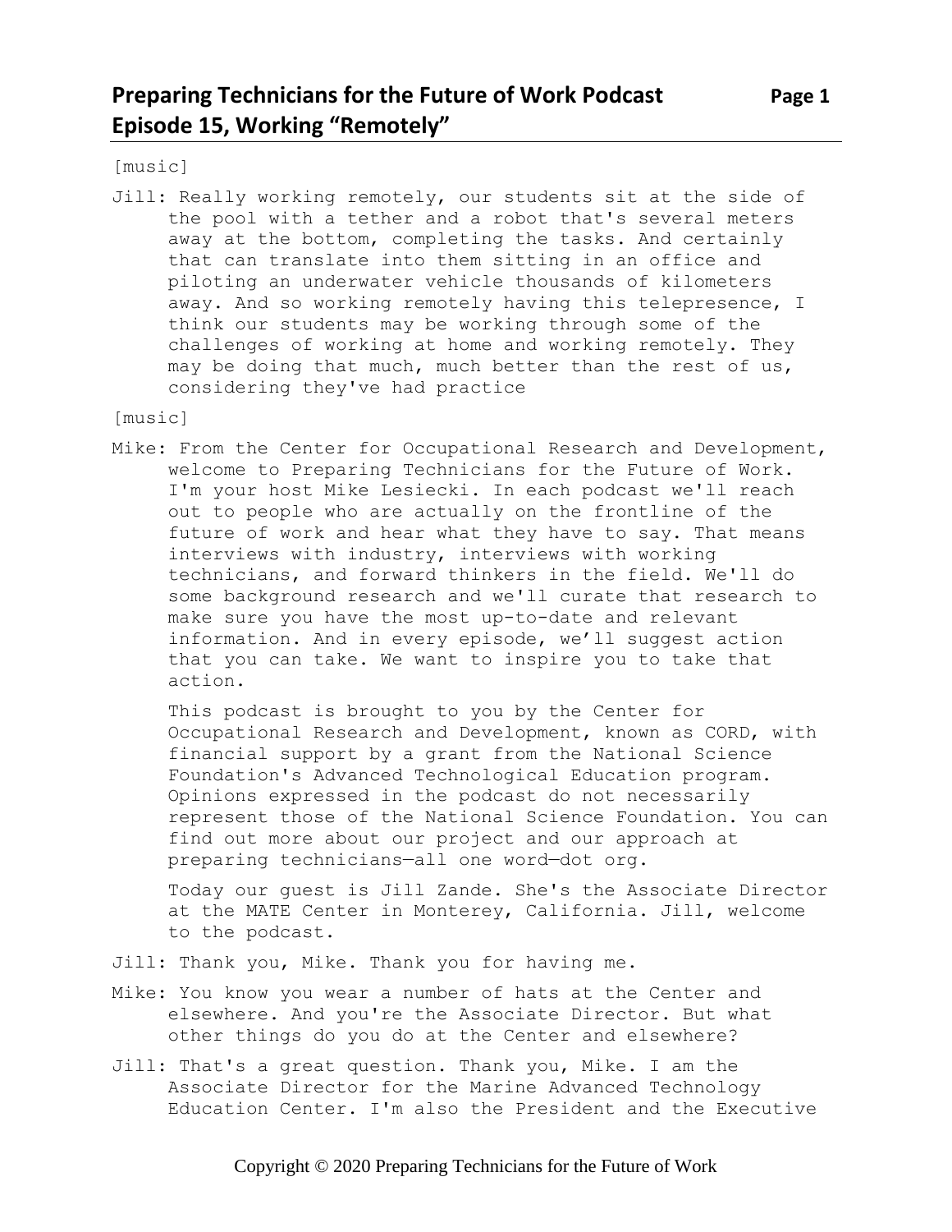# Preparing Technicians for the Future of Work Podcast
## Episode 15, Working "Remotely"

[music]

Jill: Really working remotely, our students sit at the side of the pool with a tether and a robot that's several meters away at the bottom, completing the tasks. And certainly that can translate into them sitting in an office and piloting an underwater vehicle thousands of kilometers away. And so working remotely having this telepresence, I think our students may be working through some of the challenges of working at home and working remotely. They may be doing that much, much better than the rest of us, considering they've had practice

[music]

Mike: From the Center for Occupational Research and Development, welcome to Preparing Technicians for the Future of Work. I'm your host Mike Lesiecki. In each podcast we'll reach out to people who are actually on the frontline of the future of work and hear what they have to say. That means interviews with industry, interviews with working technicians, and forward thinkers in the field. We'll do some background research and we'll curate that research to make sure you have the most up-to-date and relevant information. And in every episode, we'll suggest action that you can take. We want to inspire you to take that action.

This podcast is brought to you by the Center for Occupational Research and Development, known as CORD, with financial support by a grant from the National Science Foundation's Advanced Technological Education program. Opinions expressed in the podcast do not necessarily represent those of the National Science Foundation. You can find out more about our project and our approach at preparing technicians—all one word—dot org.

Today our guest is Jill Zande. She's the Associate Director at the MATE Center in Monterey, California. Jill, welcome to the podcast.

Jill: Thank you, Mike. Thank you for having me.

Mike: You know you wear a number of hats at the Center and elsewhere. And you're the Associate Director. But what other things do you do at the Center and elsewhere?

Jill: That's a great question. Thank you, Mike. I am the Associate Director for the Marine Advanced Technology Education Center. I'm also the President and the Executive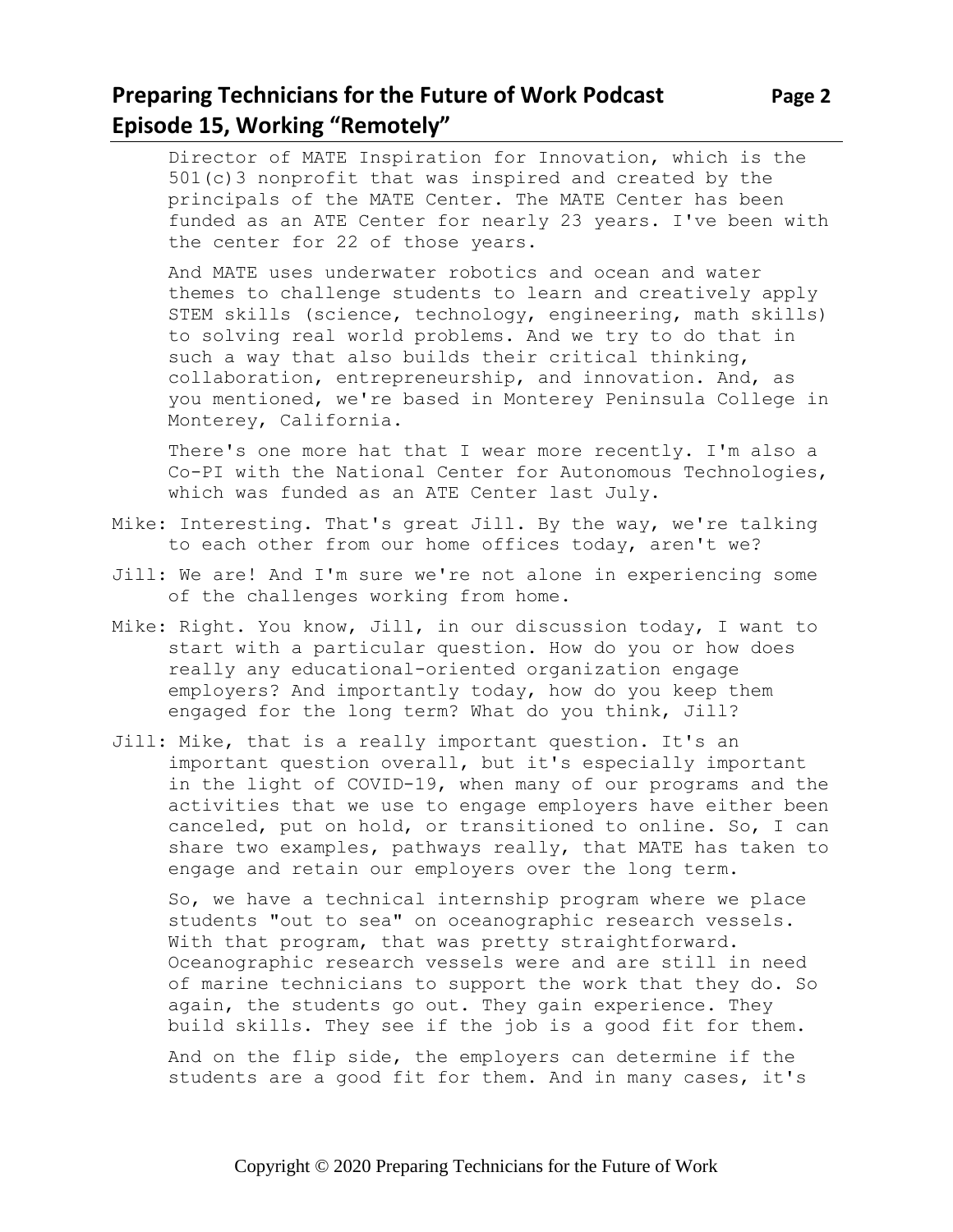Director of MATE Inspiration for Innovation, which is the 501(c)3 nonprofit that was inspired and created by the principals of the MATE Center. The MATE Center has been funded as an ATE Center for nearly 23 years. I've been with the center for 22 of those years.

And MATE uses underwater robotics and ocean and water themes to challenge students to learn and creatively apply STEM skills (science, technology, engineering, math skills) to solving real world problems. And we try to do that in such a way that also builds their critical thinking, collaboration, entrepreneurship, and innovation. And, as you mentioned, we're based in Monterey Peninsula College in Monterey, California.

There's one more hat that I wear more recently. I'm also a Co-PI with the National Center for Autonomous Technologies, which was funded as an ATE Center last July.

Mike: Interesting. That's great Jill. By the way, we're talking to each other from our home offices today, aren't we?

Jill: We are! And I'm sure we're not alone in experiencing some of the challenges working from home.

Mike: Right. You know, Jill, in our discussion today, I want to start with a particular question. How do you or how does really any educational-oriented organization engage employers? And importantly today, how do you keep them engaged for the long term? What do you think, Jill?

Jill: Mike, that is a really important question. It's an important question overall, but it's especially important in the light of COVID-19, when many of our programs and the activities that we use to engage employers have either been canceled, put on hold, or transitioned to online. So, I can share two examples, pathways really, that MATE has taken to engage and retain our employers over the long term.

So, we have a technical internship program where we place students "out to sea" on oceanographic research vessels. With that program, that was pretty straightforward. Oceanographic research vessels were and are still in need of marine technicians to support the work that they do. So again, the students go out. They gain experience. They build skills. They see if the job is a good fit for them.

And on the flip side, the employers can determine if the students are a good fit for them. And in many cases, it's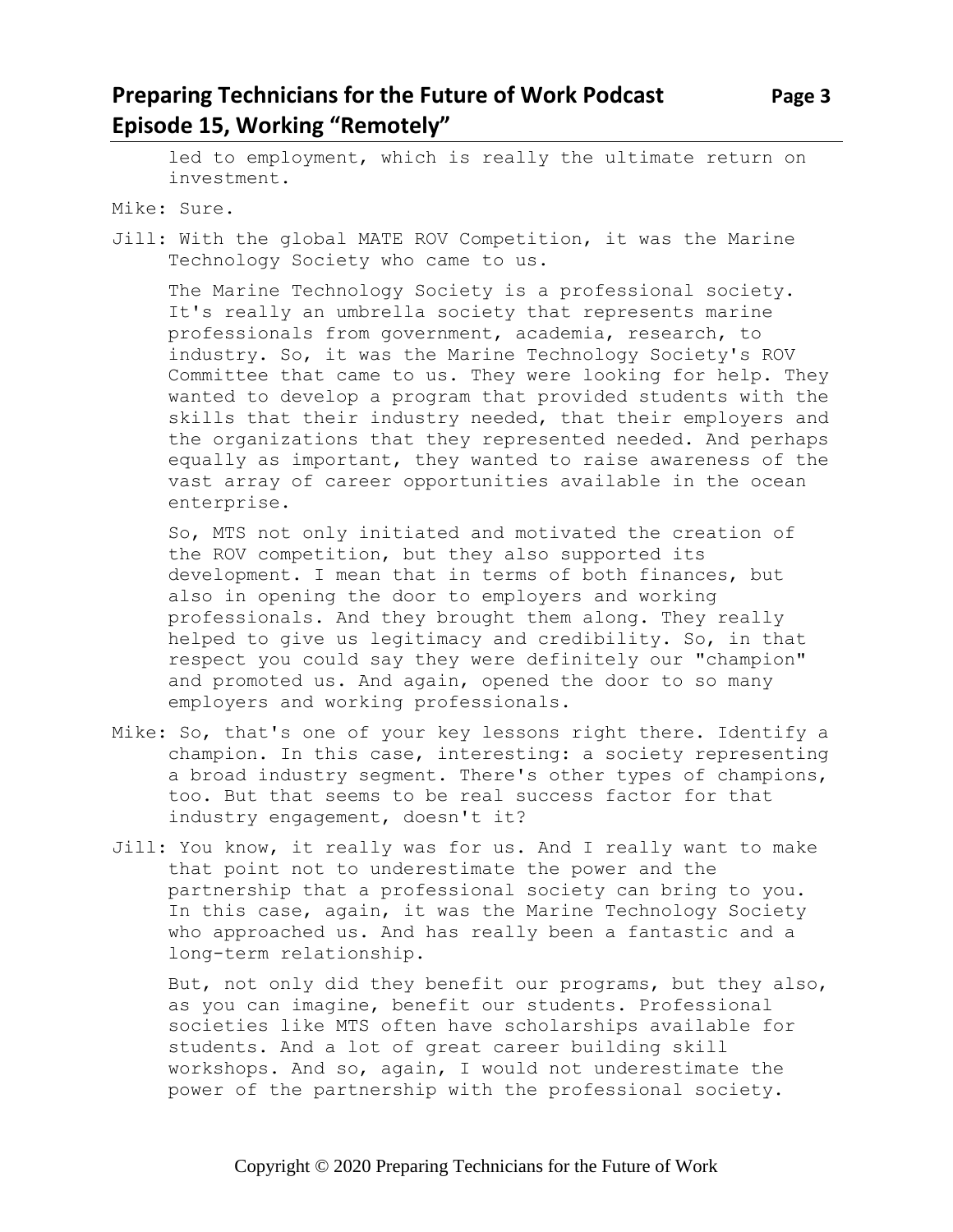led to employment, which is really the ultimate return on investment.

Mike: Sure.

Jill: With the global MATE ROV Competition, it was the Marine Technology Society who came to us.

The Marine Technology Society is a professional society. It's really an umbrella society that represents marine professionals from government, academia, research, to industry. So, it was the Marine Technology Society's ROV Committee that came to us. They were looking for help. They wanted to develop a program that provided students with the skills that their industry needed, that their employers and the organizations that they represented needed. And perhaps equally as important, they wanted to raise awareness of the vast array of career opportunities available in the ocean enterprise.

So, MTS not only initiated and motivated the creation of the ROV competition, but they also supported its development. I mean that in terms of both finances, but also in opening the door to employers and working professionals. And they brought them along. They really helped to give us legitimacy and credibility. So, in that respect you could say they were definitely our "champion" and promoted us. And again, opened the door to so many employers and working professionals.

Mike: So, that's one of your key lessons right there. Identify a champion. In this case, interesting: a society representing a broad industry segment. There's other types of champions, too. But that seems to be real success factor for that industry engagement, doesn't it?

Jill: You know, it really was for us. And I really want to make that point not to underestimate the power and the partnership that a professional society can bring to you. In this case, again, it was the Marine Technology Society who approached us. And has really been a fantastic and a long-term relationship.

But, not only did they benefit our programs, but they also, as you can imagine, benefit our students. Professional societies like MTS often have scholarships available for students. And a lot of great career building skill workshops. And so, again, I would not underestimate the power of the partnership with the professional society.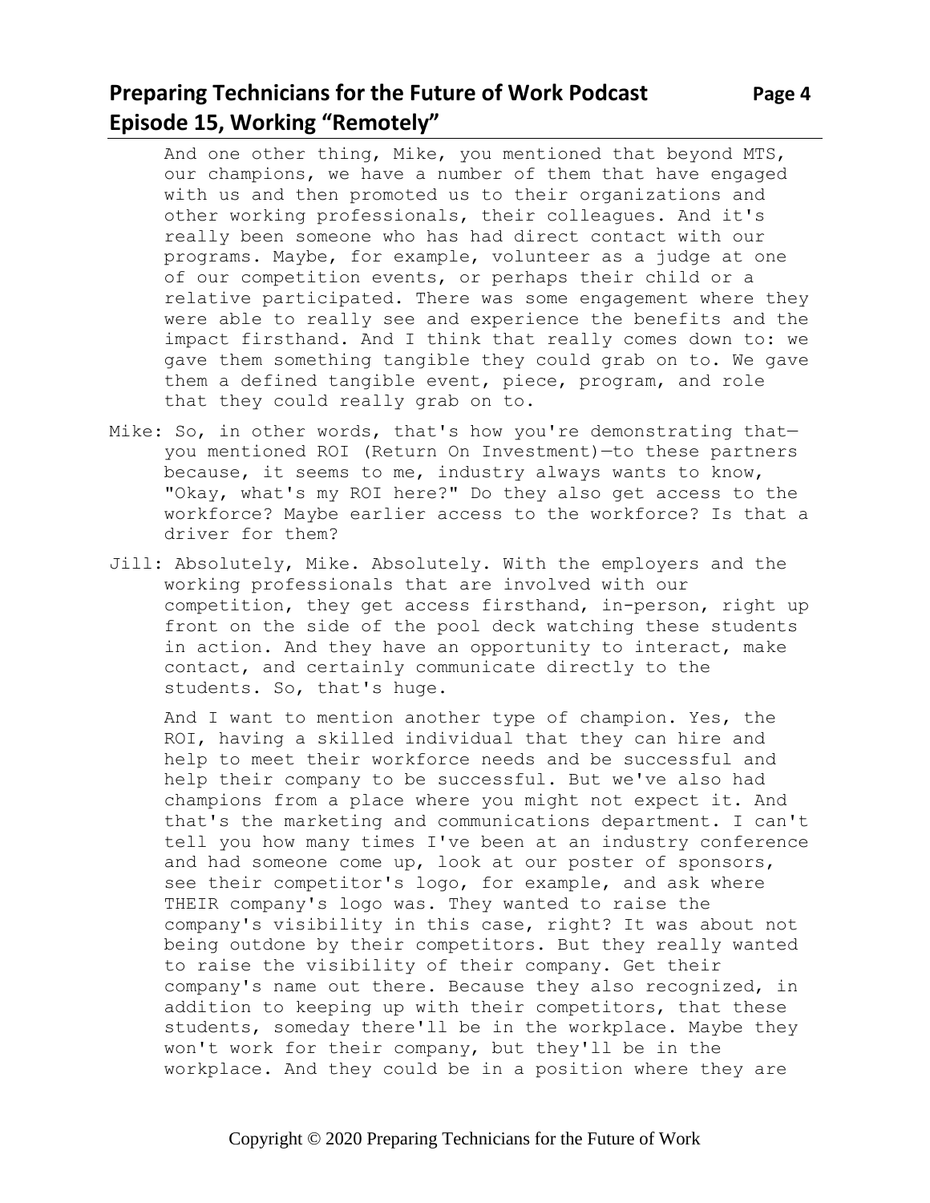And one other thing, Mike, you mentioned that beyond MTS, our champions, we have a number of them that have engaged with us and then promoted us to their organizations and other working professionals, their colleagues. And it's really been someone who has had direct contact with our programs. Maybe, for example, volunteer as a judge at one of our competition events, or perhaps their child or a relative participated. There was some engagement where they were able to really see and experience the benefits and the impact firsthand. And I think that really comes down to: we gave them something tangible they could grab on to. We gave them a defined tangible event, piece, program, and role that they could really grab on to.

Mike: So, in other words, that's how you're demonstrating that—you mentioned ROI (Return On Investment)—to these partners because, it seems to me, industry always wants to know, "Okay, what's my ROI here?" Do they also get access to the workforce? Maybe earlier access to the workforce? Is that a driver for them?

Jill: Absolutely, Mike. Absolutely. With the employers and the working professionals that are involved with our competition, they get access firsthand, in-person, right up front on the side of the pool deck watching these students in action. And they have an opportunity to interact, make contact, and certainly communicate directly to the students. So, that's huge.

And I want to mention another type of champion. Yes, the ROI, having a skilled individual that they can hire and help to meet their workforce needs and be successful and help their company to be successful. But we've also had champions from a place where you might not expect it. And that's the marketing and communications department. I can't tell you how many times I've been at an industry conference and had someone come up, look at our poster of sponsors, see their competitor's logo, for example, and ask where THEIR company's logo was. They wanted to raise the company's visibility in this case, right? It was about not being outdone by their competitors. But they really wanted to raise the visibility of their company. Get their company's name out there. Because they also recognized, in addition to keeping up with their competitors, that these students, someday there'll be in the workplace. Maybe they won't work for their company, but they'll be in the workplace. And they could be in a position where they are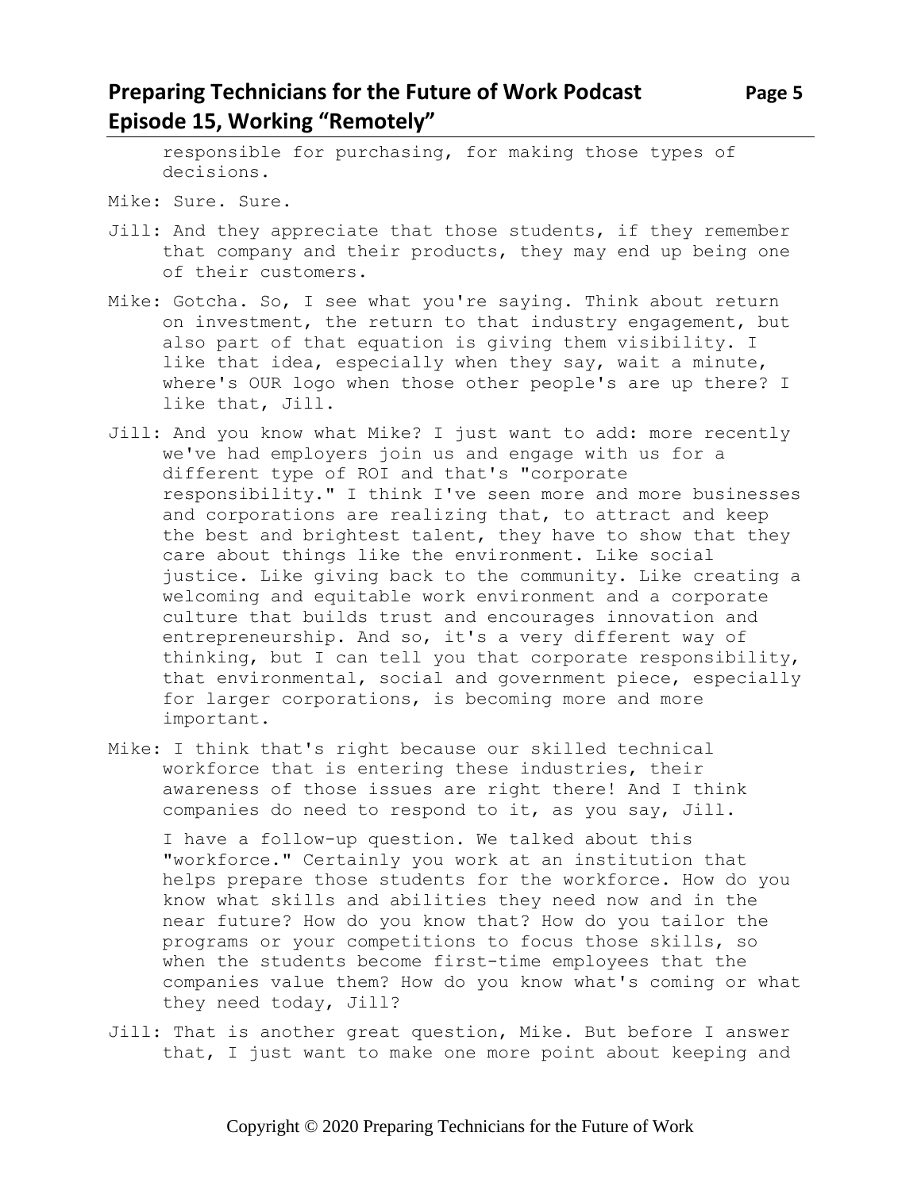responsible for purchasing, for making those types of decisions.

Mike: Sure. Sure.

Jill: And they appreciate that those students, if they remember that company and their products, they may end up being one of their customers.

Mike: Gotcha. So, I see what you're saying. Think about return on investment, the return to that industry engagement, but also part of that equation is giving them visibility. I like that idea, especially when they say, wait a minute, where's OUR logo when those other people's are up there? I like that, Jill.

Jill: And you know what Mike? I just want to add: more recently we've had employers join us and engage with us for a different type of ROI and that's "corporate responsibility." I think I've seen more and more businesses and corporations are realizing that, to attract and keep the best and brightest talent, they have to show that they care about things like the environment. Like social justice. Like giving back to the community. Like creating a welcoming and equitable work environment and a corporate culture that builds trust and encourages innovation and entrepreneurship. And so, it's a very different way of thinking, but I can tell you that corporate responsibility, that environmental, social and government piece, especially for larger corporations, is becoming more and more important.

Mike: I think that's right because our skilled technical workforce that is entering these industries, their awareness of those issues are right there! And I think companies do need to respond to it, as you say, Jill.

I have a follow-up question. We talked about this "workforce." Certainly you work at an institution that helps prepare those students for the workforce. How do you know what skills and abilities they need now and in the near future? How do you know that? How do you tailor the programs or your competitions to focus those skills, so when the students become first-time employees that the companies value them? How do you know what's coming or what they need today, Jill?

Jill: That is another great question, Mike. But before I answer that, I just want to make one more point about keeping and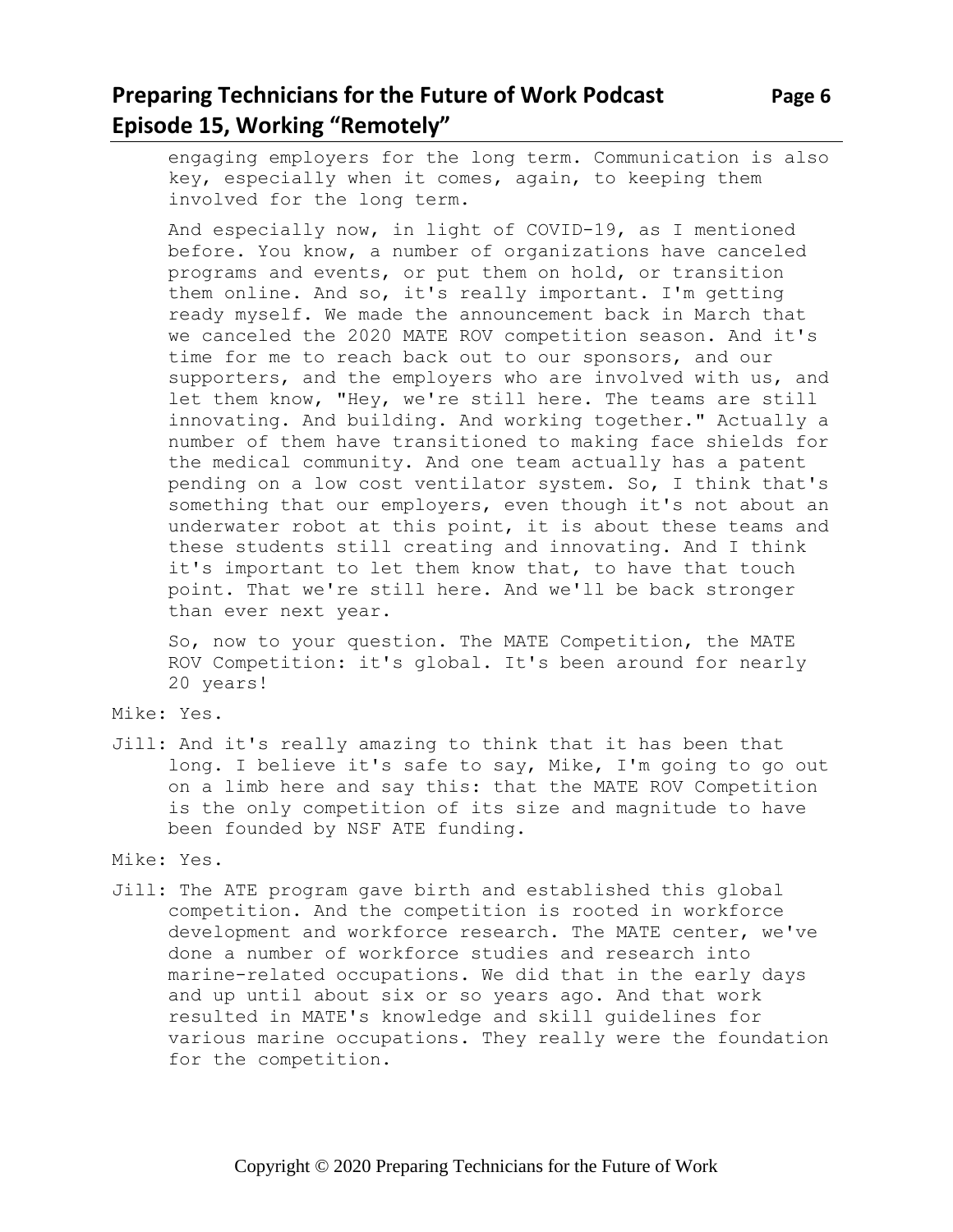engaging employers for the long term. Communication is also key, especially when it comes, again, to keeping them involved for the long term.

And especially now, in light of COVID-19, as I mentioned before. You know, a number of organizations have canceled programs and events, or put them on hold, or transition them online. And so, it's really important. I'm getting ready myself. We made the announcement back in March that we canceled the 2020 MATE ROV competition season. And it's time for me to reach back out to our sponsors, and our supporters, and the employers who are involved with us, and let them know, "Hey, we're still here. The teams are still innovating. And building. And working together." Actually a number of them have transitioned to making face shields for the medical community. And one team actually has a patent pending on a low cost ventilator system. So, I think that's something that our employers, even though it's not about an underwater robot at this point, it is about these teams and these students still creating and innovating. And I think it's important to let them know that, to have that touch point. That we're still here. And we'll be back stronger than ever next year.

So, now to your question. The MATE Competition, the MATE ROV Competition: it's global. It's been around for nearly 20 years!

Mike: Yes.

Jill: And it's really amazing to think that it has been that long. I believe it's safe to say, Mike, I'm going to go out on a limb here and say this: that the MATE ROV Competition is the only competition of its size and magnitude to have been founded by NSF ATE funding.

Mike: Yes.

Jill: The ATE program gave birth and established this global competition. And the competition is rooted in workforce development and workforce research. The MATE center, we've done a number of workforce studies and research into marine-related occupations. We did that in the early days and up until about six or so years ago. And that work resulted in MATE's knowledge and skill guidelines for various marine occupations. They really were the foundation for the competition.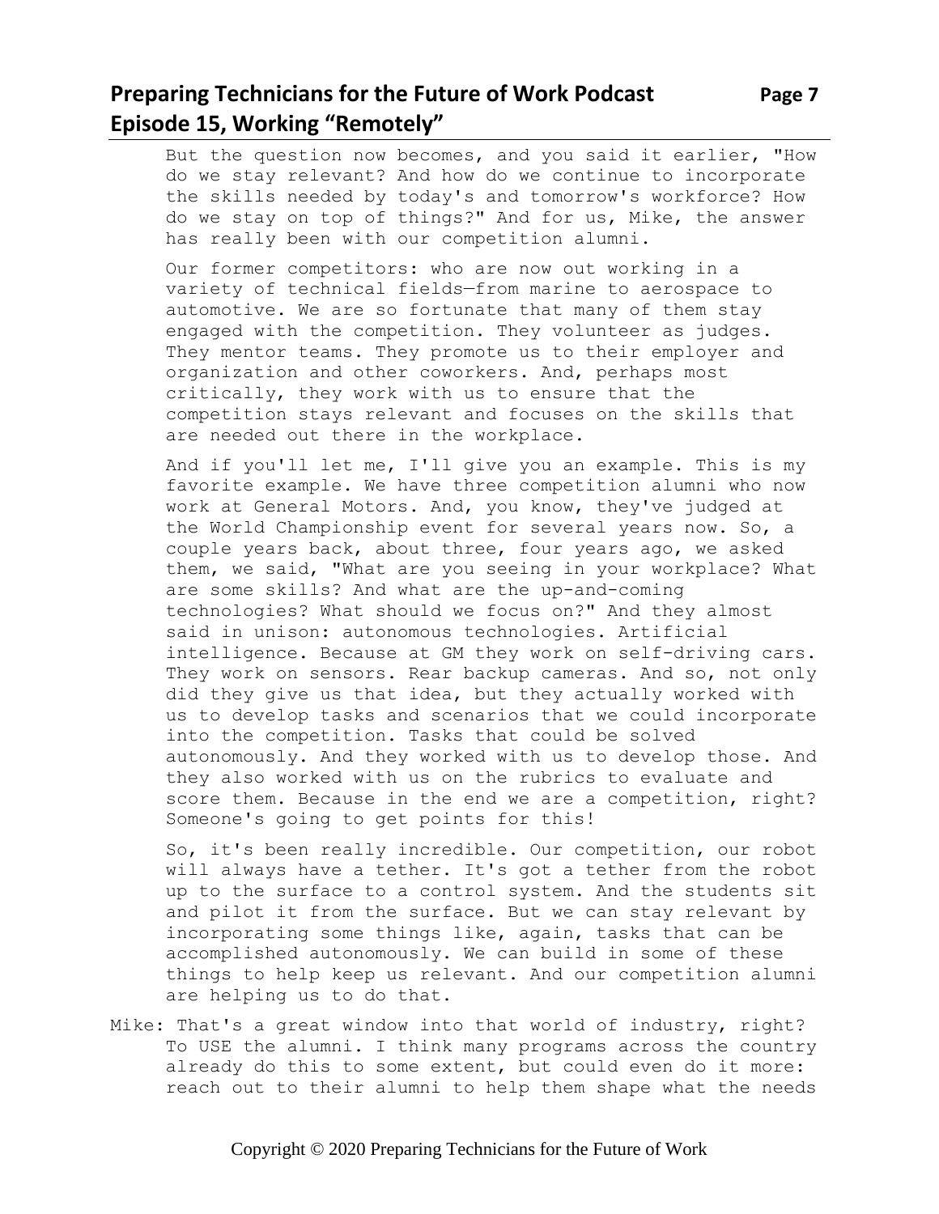But the question now becomes, and you said it earlier, "How do we stay relevant? And how do we continue to incorporate the skills needed by today's and tomorrow's workforce? How do we stay on top of things?" And for us, Mike, the answer has really been with our competition alumni.

Our former competitors: who are now out working in a variety of technical fields—from marine to aerospace to automotive. We are so fortunate that many of them stay engaged with the competition. They volunteer as judges. They mentor teams. They promote us to their employer and organization and other coworkers. And, perhaps most critically, they work with us to ensure that the competition stays relevant and focuses on the skills that are needed out there in the workplace.

And if you'll let me, I'll give you an example. This is my favorite example. We have three competition alumni who now work at General Motors. And, you know, they've judged at the World Championship event for several years now. So, a couple years back, about three, four years ago, we asked them, we said, "What are you seeing in your workplace? What are some skills? And what are the up-and-coming technologies? What should we focus on?" And they almost said in unison: autonomous technologies. Artificial intelligence. Because at GM they work on self-driving cars. They work on sensors. Rear backup cameras. And so, not only did they give us that idea, but they actually worked with us to develop tasks and scenarios that we could incorporate into the competition. Tasks that could be solved autonomously. And they worked with us to develop those. And they also worked with us on the rubrics to evaluate and score them. Because in the end we are a competition, right? Someone's going to get points for this!

So, it's been really incredible. Our competition, our robot will always have a tether. It's got a tether from the robot up to the surface to a control system. And the students sit and pilot it from the surface. But we can stay relevant by incorporating some things like, again, tasks that can be accomplished autonomously. We can build in some of these things to help keep us relevant. And our competition alumni are helping us to do that.

Mike: That's a great window into that world of industry, right? To USE the alumni. I think many programs across the country already do this to some extent, but could even do it more: reach out to their alumni to help them shape what the needs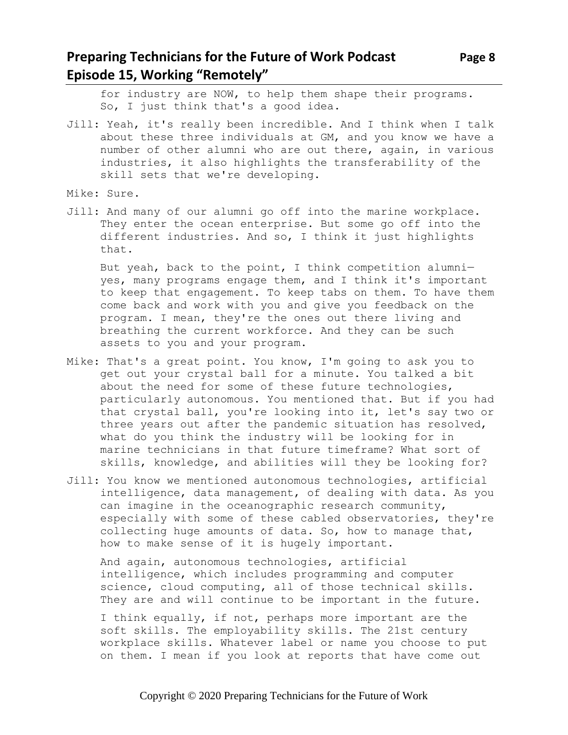for industry are NOW, to help them shape their programs. So, I just think that's a good idea.

Jill: Yeah, it's really been incredible. And I think when I talk about these three individuals at GM, and you know we have a number of other alumni who are out there, again, in various industries, it also highlights the transferability of the skill sets that we're developing.

Mike: Sure.

Jill: And many of our alumni go off into the marine workplace. They enter the ocean enterprise. But some go off into the different industries. And so, I think it just highlights that.

But yeah, back to the point, I think competition alumni—yes, many programs engage them, and I think it's important to keep that engagement. To keep tabs on them. To have them come back and work with you and give you feedback on the program. I mean, they're the ones out there living and breathing the current workforce. And they can be such assets to you and your program.

Mike: That's a great point. You know, I'm going to ask you to get out your crystal ball for a minute. You talked a bit about the need for some of these future technologies, particularly autonomous. You mentioned that. But if you had that crystal ball, you're looking into it, let's say two or three years out after the pandemic situation has resolved, what do you think the industry will be looking for in marine technicians in that future timeframe? What sort of skills, knowledge, and abilities will they be looking for?

Jill: You know we mentioned autonomous technologies, artificial intelligence, data management, of dealing with data. As you can imagine in the oceanographic research community, especially with some of these cabled observatories, they're collecting huge amounts of data. So, how to manage that, how to make sense of it is hugely important.

And again, autonomous technologies, artificial intelligence, which includes programming and computer science, cloud computing, all of those technical skills. They are and will continue to be important in the future.

I think equally, if not, perhaps more important are the soft skills. The employability skills. The 21st century workplace skills. Whatever label or name you choose to put on them. I mean if you look at reports that have come out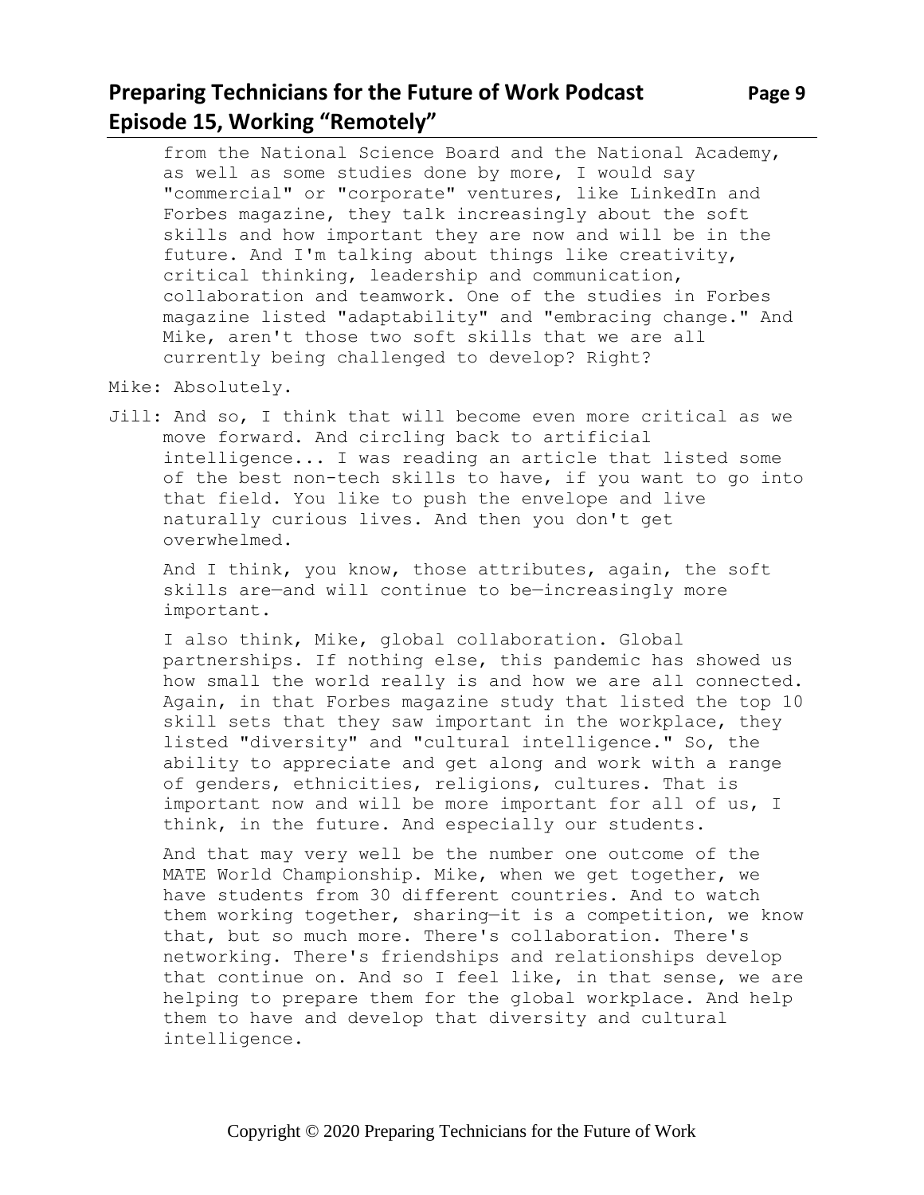from the National Science Board and the National Academy, as well as some studies done by more, I would say "commercial" or "corporate" ventures, like LinkedIn and Forbes magazine, they talk increasingly about the soft skills and how important they are now and will be in the future. And I'm talking about things like creativity, critical thinking, leadership and communication, collaboration and teamwork. One of the studies in Forbes magazine listed "adaptability" and "embracing change." And Mike, aren't those two soft skills that we are all currently being challenged to develop? Right?

Mike: Absolutely.

Jill: And so, I think that will become even more critical as we move forward. And circling back to artificial intelligence... I was reading an article that listed some of the best non-tech skills to have, if you want to go into that field. You like to push the envelope and live naturally curious lives. And then you don't get overwhelmed.

And I think, you know, those attributes, again, the soft skills are—and will continue to be—increasingly more important.

I also think, Mike, global collaboration. Global partnerships. If nothing else, this pandemic has showed us how small the world really is and how we are all connected. Again, in that Forbes magazine study that listed the top 10 skill sets that they saw important in the workplace, they listed "diversity" and "cultural intelligence." So, the ability to appreciate and get along and work with a range of genders, ethnicities, religions, cultures. That is important now and will be more important for all of us, I think, in the future. And especially our students.

And that may very well be the number one outcome of the MATE World Championship. Mike, when we get together, we have students from 30 different countries. And to watch them working together, sharing—it is a competition, we know that, but so much more. There's collaboration. There's networking. There's friendships and relationships develop that continue on. And so I feel like, in that sense, we are helping to prepare them for the global workplace. And help them to have and develop that diversity and cultural intelligence.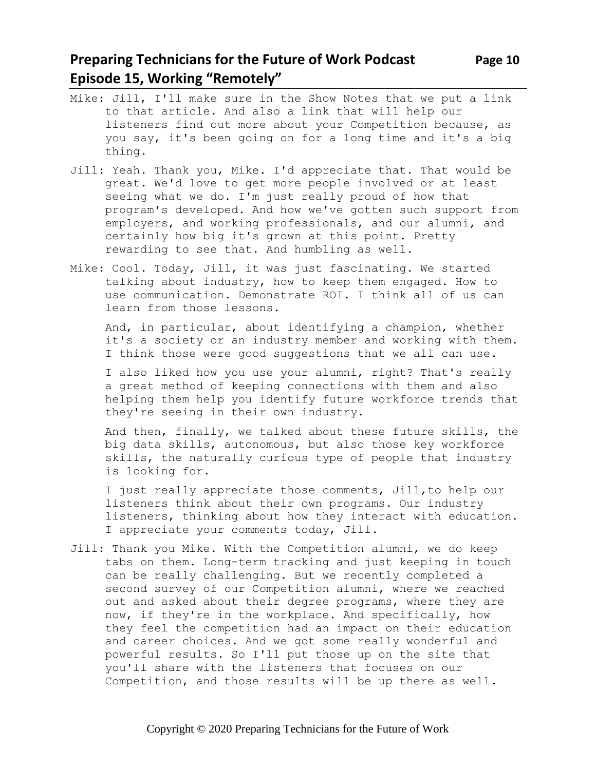Mike: Jill, I'll make sure in the Show Notes that we put a link to that article. And also a link that will help our listeners find out more about your Competition because, as you say, it's been going on for a long time and it's a big thing.

Jill: Yeah. Thank you, Mike. I'd appreciate that. That would be great. We'd love to get more people involved or at least seeing what we do. I'm just really proud of how that program's developed. And how we've gotten such support from employers, and working professionals, and our alumni, and certainly how big it's grown at this point. Pretty rewarding to see that. And humbling as well.

Mike: Cool. Today, Jill, it was just fascinating. We started talking about industry, how to keep them engaged. How to use communication. Demonstrate ROI. I think all of us can learn from those lessons.

And, in particular, about identifying a champion, whether it's a society or an industry member and working with them. I think those were good suggestions that we all can use.

I also liked how you use your alumni, right? That's really a great method of keeping connections with them and also helping them help you identify future workforce trends that they're seeing in their own industry.

And then, finally, we talked about these future skills, the big data skills, autonomous, but also those key workforce skills, the naturally curious type of people that industry is looking for.

I just really appreciate those comments, Jill,to help our listeners think about their own programs. Our industry listeners, thinking about how they interact with education. I appreciate your comments today, Jill.

Jill: Thank you Mike. With the Competition alumni, we do keep tabs on them. Long-term tracking and just keeping in touch can be really challenging. But we recently completed a second survey of our Competition alumni, where we reached out and asked about their degree programs, where they are now, if they're in the workplace. And specifically, how they feel the competition had an impact on their education and career choices. And we got some really wonderful and powerful results. So I'll put those up on the site that you'll share with the listeners that focuses on our Competition, and those results will be up there as well.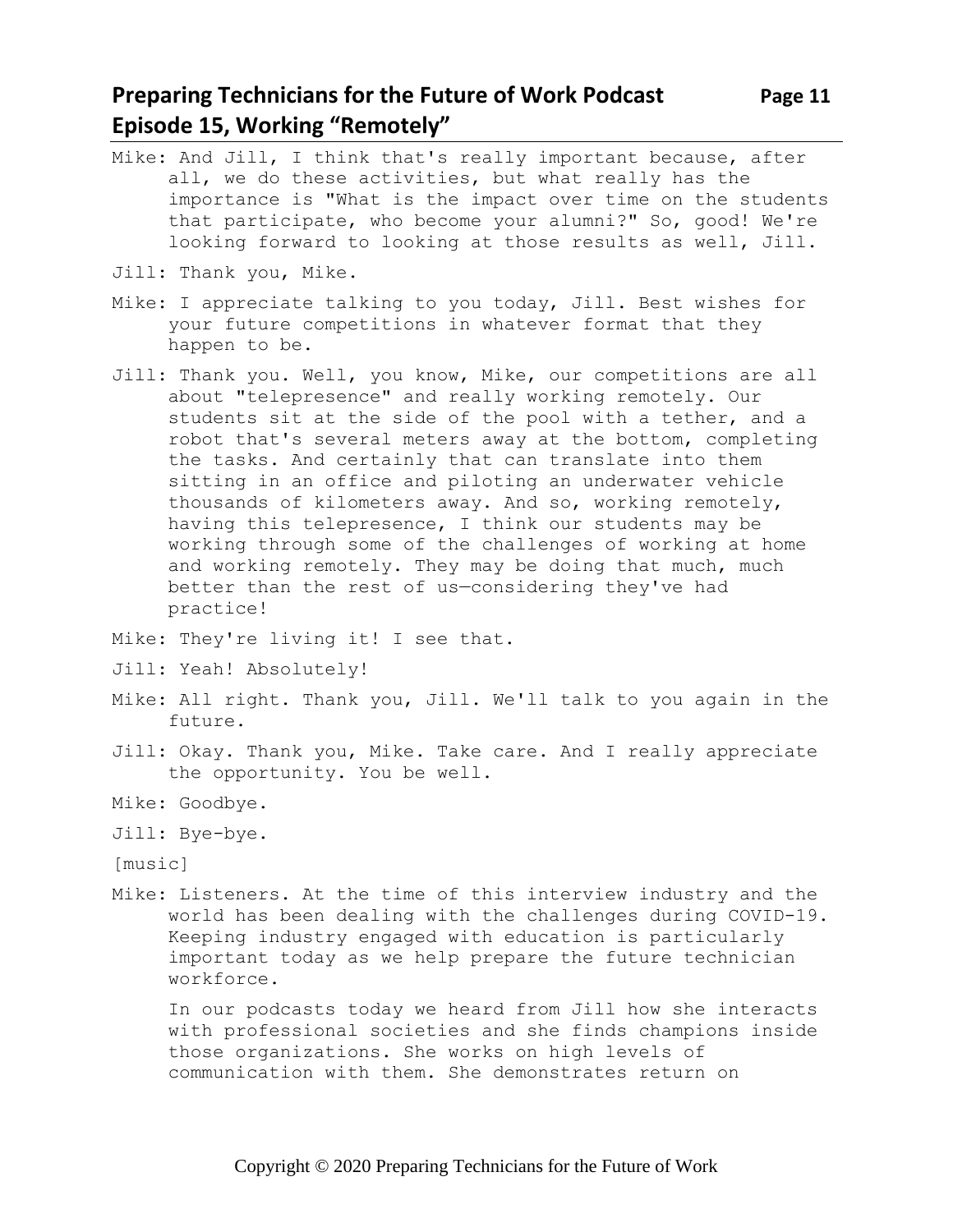Mike: And Jill, I think that's really important because, after all, we do these activities, but what really has the importance is "What is the impact over time on the students that participate, who become your alumni?" So, good! We're looking forward to looking at those results as well, Jill.

Jill: Thank you, Mike.

Mike: I appreciate talking to you today, Jill. Best wishes for your future competitions in whatever format that they happen to be.

Jill: Thank you. Well, you know, Mike, our competitions are all about "telepresence" and really working remotely. Our students sit at the side of the pool with a tether, and a robot that's several meters away at the bottom, completing the tasks. And certainly that can translate into them sitting in an office and piloting an underwater vehicle thousands of kilometers away. And so, working remotely, having this telepresence, I think our students may be working through some of the challenges of working at home and working remotely. They may be doing that much, much better than the rest of us—considering they've had practice!

Mike: They're living it! I see that.

Jill: Yeah! Absolutely!

Mike: All right. Thank you, Jill. We'll talk to you again in the future.

Jill: Okay. Thank you, Mike. Take care. And I really appreciate the opportunity. You be well.

Mike: Goodbye.

Jill: Bye-bye.

[music]

Mike: Listeners. At the time of this interview industry and the world has been dealing with the challenges during COVID-19. Keeping industry engaged with education is particularly important today as we help prepare the future technician workforce.

In our podcasts today we heard from Jill how she interacts with professional societies and she finds champions inside those organizations. She works on high levels of communication with them. She demonstrates return on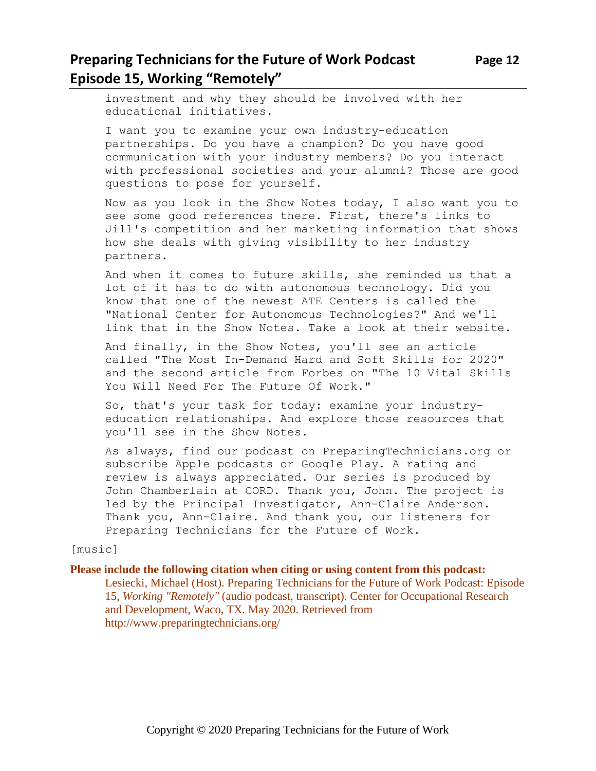investment and why they should be involved with her educational initiatives.

I want you to examine your own industry-education partnerships. Do you have a champion? Do you have good communication with your industry members? Do you interact with professional societies and your alumni? Those are good questions to pose for yourself.

Now as you look in the Show Notes today, I also want you to see some good references there. First, there's links to Jill's competition and her marketing information that shows how she deals with giving visibility to her industry partners.

And when it comes to future skills, she reminded us that a lot of it has to do with autonomous technology. Did you know that one of the newest ATE Centers is called the "National Center for Autonomous Technologies?" And we'll link that in the Show Notes. Take a look at their website.

And finally, in the Show Notes, you'll see an article called "The Most In-Demand Hard and Soft Skills for 2020" and the second article from Forbes on "The 10 Vital Skills You Will Need For The Future Of Work."

So, that's your task for today: examine your industry-education relationships. And explore those resources that you'll see in the Show Notes.

As always, find our podcast on PreparingTechnicians.org or subscribe Apple podcasts or Google Play. A rating and review is always appreciated. Our series is produced by John Chamberlain at CORD. Thank you, John. The project is led by the Principal Investigator, Ann-Claire Anderson. Thank you, Ann-Claire. And thank you, our listeners for Preparing Technicians for the Future of Work.

[music]

**Please include the following citation when citing or using content from this podcast:**

Lesiecki, Michael (Host). Preparing Technicians for the Future of Work Podcast: Episode 15, *Working "Remotely"* (audio podcast, transcript). Center for Occupational Research and Development, Waco, TX. May 2020. Retrieved from http://www.preparingtechnicians.org/